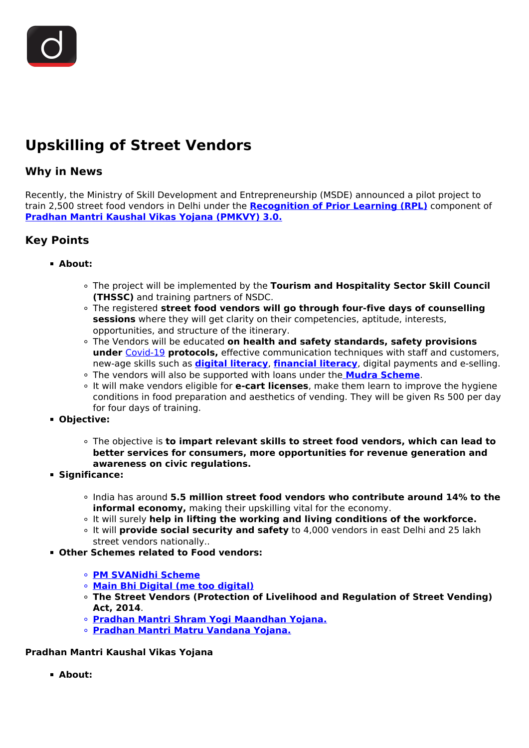# Upskilling of Street Vendors

## Why in News

Recently, the Ministry of Skill Development and Entrepreneurship (MSDE) announced a pilot project to train 2,500 street food vendors in Delhi under the **Recognition of Prior Learning (RPL)** component of **Pradhan Mantri Kaushal Vikas Yojana (PMKVY) 3.0.**

## Key Points

- **About:**
  - The project will be implemented by the **Tourism and Hospitality Sector Skill Council (THSSC)** and training partners of NSDC.
  - The registered **street food vendors will go through four-five days of counselling sessions** where they will get clarity on their competencies, aptitude, interests, opportunities, and structure of the itinerary.
  - The Vendors will be educated **on health and safety standards, safety provisions under** Covid-19 **protocols,** effective communication techniques with staff and customers, new-age skills such as **digital literacy**, **financial literacy**, digital payments and e-selling.
  - The vendors will also be supported with loans under the **Mudra Scheme**.
  - It will make vendors eligible for **e-cart licenses**, make them learn to improve the hygiene conditions in food preparation and aesthetics of vending. They will be given Rs 500 per day for four days of training.
- **Objective:**
  - The objective is **to impart relevant skills to street food vendors, which can lead to better services for consumers, more opportunities for revenue generation and awareness on civic regulations.**
- **Significance:**
  - India has around **5.5 million street food vendors who contribute around 14% to the informal economy,** making their upskilling vital for the economy.
  - It will surely **help in lifting the working and living conditions of the workforce.**
  - It will **provide social security and safety** to 4,000 vendors in east Delhi and 25 lakh street vendors nationally..
- **Other Schemes related to Food vendors:**
  - **PM SVANidhi Scheme**
  - **Main Bhi Digital (me too digital)**
  - **The Street Vendors (Protection of Livelihood and Regulation of Street Vending) Act, 2014**.
  - **Pradhan Mantri Shram Yogi Maandhan Yojana.**
  - **Pradhan Mantri Matru Vandana Yojana.**

**Pradhan Mantri Kaushal Vikas Yojana**

- **About:**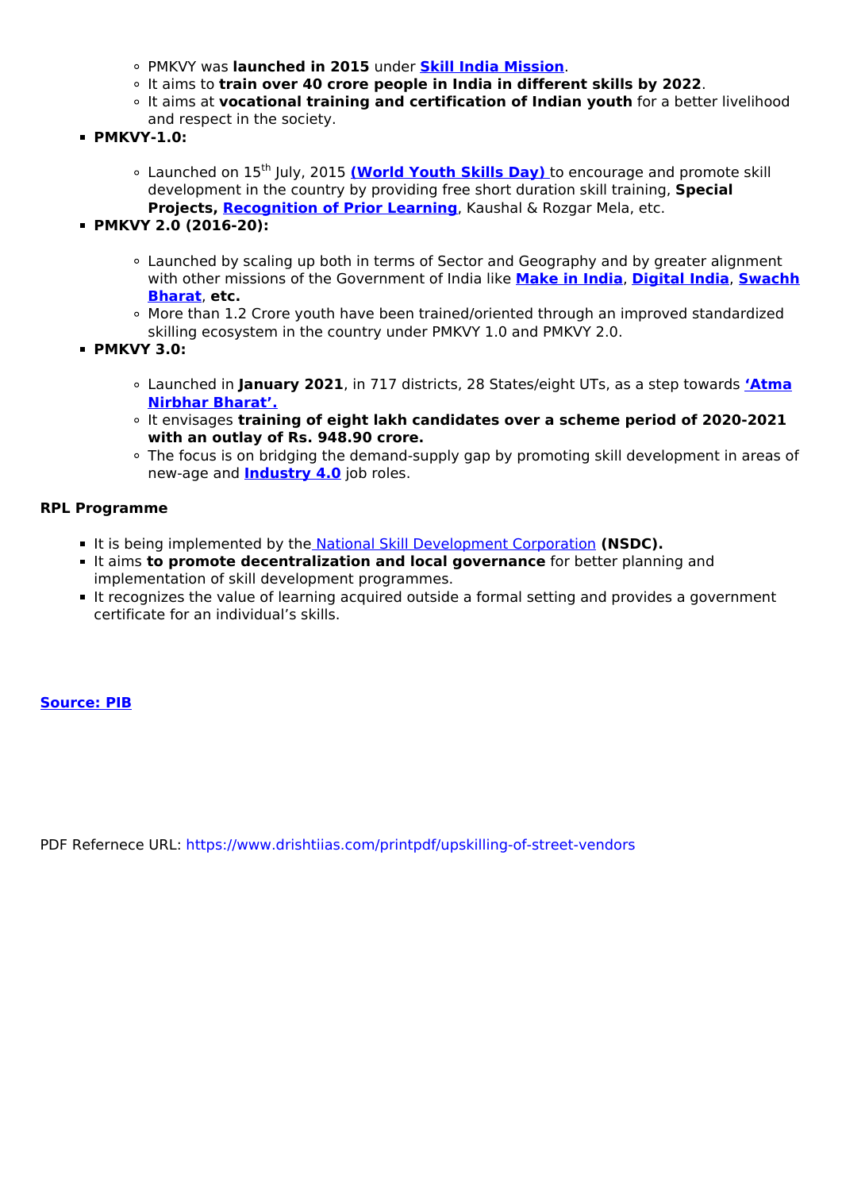- PMKVY was **launched in 2015** under **Skill India Mission**.
- It aims to **train over 40 crore people in India in different skills by 2022**.
- It aims at **vocational training and certification of Indian youth** for a better livelihood and respect in the society.

- **PMKVY-1.0:**
  - Launched on 15th July, 2015 **(World Youth Skills Day)** to encourage and promote skill development in the country by providing free short duration skill training, **Special Projects, Recognition of Prior Learning**, Kaushal & Rozgar Mela, etc.
- **PMKVY 2.0 (2016-20):**
  - Launched by scaling up both in terms of Sector and Geography and by greater alignment with other missions of the Government of India like **Make in India**, **Digital India**, **Swachh Bharat**, **etc.**
  - More than 1.2 Crore youth have been trained/oriented through an improved standardized skilling ecosystem in the country under PMKVY 1.0 and PMKVY 2.0.
- **PMKVY 3.0:**
  - Launched in **January 2021**, in 717 districts, 28 States/eight UTs, as a step towards **'Atma Nirbhar Bharat'.**
  - It envisages **training of eight lakh candidates over a scheme period of 2020-2021 with an outlay of Rs. 948.90 crore.**
  - The focus is on bridging the demand-supply gap by promoting skill development in areas of new-age and **Industry 4.0** job roles.

**RPL Programme**

- It is being implemented by the National Skill Development Corporation **(NSDC).**
- It aims **to promote decentralization and local governance** for better planning and implementation of skill development programmes.
- It recognizes the value of learning acquired outside a formal setting and provides a government certificate for an individual's skills.

**Source: PIB**

PDF Refernece URL: https://www.drishtiias.com/printpdf/upskilling-of-street-vendors